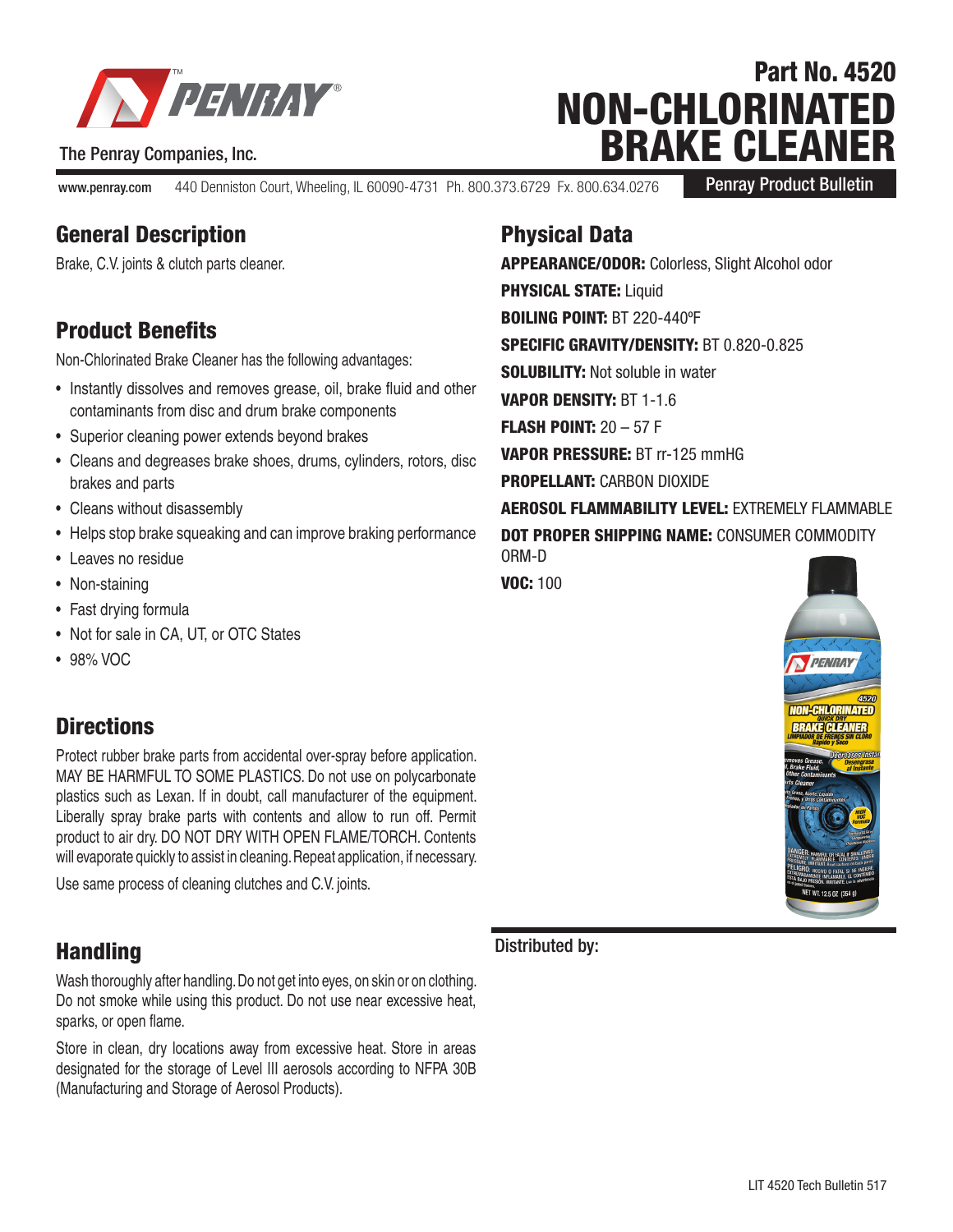# PENRAY

The Penray Companies, Inc.

# Part No. 4520
# NON-CHLORINATED BRAKE CLEANER

www.penray.com 440 Denniston Court, Wheeling, IL 60090-4731 Ph. 800.373.6729 Fx. 800.634.0276

**Penray Product Bulletin**

## General Description

Brake, C.V. joints & clutch parts cleaner.

## Product Benefits

Non-Chlorinated Brake Cleaner has the following advantages:

- Instantly dissolves and removes grease, oil, brake fluid and other contaminants from disc and drum brake components
- Superior cleaning power extends beyond brakes
- Cleans and degreases brake shoes, drums, cylinders, rotors, disc brakes and parts
- Cleans without disassembly
- Helps stop brake squeaking and can improve braking performance
- Leaves no residue
- Non-staining
- Fast drying formula
- Not for sale in CA, UT, or OTC States
- 98% VOC

## Directions

Protect rubber brake parts from accidental over-spray before application. MAY BE HARMFUL TO SOME PLASTICS. Do not use on polycarbonate plastics such as Lexan. If in doubt, call manufacturer of the equipment. Liberally spray brake parts with contents and allow to run off. Permit product to air dry. DO NOT DRY WITH OPEN FLAME/TORCH. Contents will evaporate quickly to assist in cleaning. Repeat application, if necessary.

Use same process of cleaning clutches and C.V. joints.

## Handling

Wash thoroughly after handling. Do not get into eyes, on skin or on clothing. Do not smoke while using this product. Do not use near excessive heat, sparks, or open flame.

Store in clean, dry locations away from excessive heat. Store in areas designated for the storage of Level III aerosols according to NFPA 30B (Manufacturing and Storage of Aerosol Products).

## Physical Data

**APPEARANCE/ODOR:** Colorless, Slight Alcohol odor

**PHYSICAL STATE:** Liquid

**BOILING POINT:** BT 220-440ºF

**SPECIFIC GRAVITY/DENSITY:** BT 0.820-0.825

**SOLUBILITY:** Not soluble in water

**VAPOR DENSITY:** BT 1-1.6

**FLASH POINT:** 20 – 57 F

**VAPOR PRESSURE:** BT rr-125 mmHG

**PROPELLANT:** CARBON DIOXIDE

**AEROSOL FLAMMABILITY LEVEL:** EXTREMELY FLAMMABLE

**DOT PROPER SHIPPING NAME:** CONSUMER COMMODITY ORM-D

**VOC:** 100

Distributed by:

LIT 4520 Tech Bulletin 517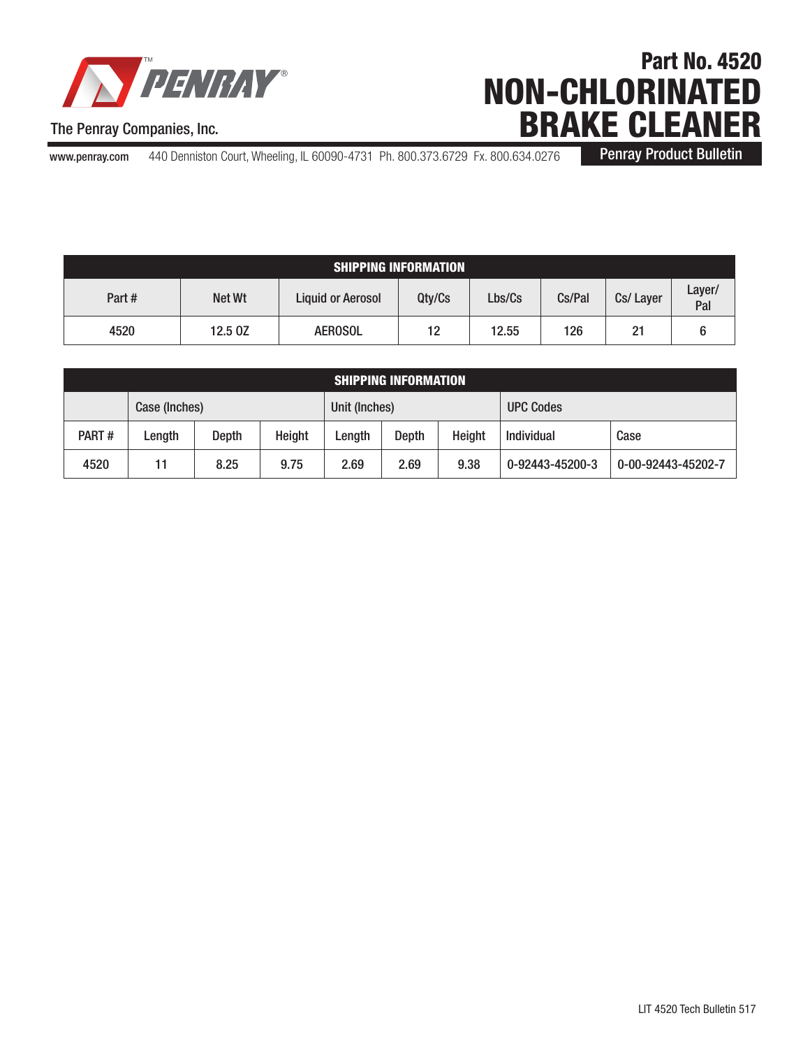The Penray Companies, Inc.

www.penray.com 440 Denniston Court, Wheeling, IL 60090-4731 Ph. 800.373.6729 Fx. 800.634.0276

# Part No. 4520
# NON-CHLORINATED BRAKE CLEANER

Penray Product Bulletin

| SHIPPING INFORMATION | | | | | | | |
|---|---|---|---|---|---|---|---|
| Part # | Net Wt | Liquid or Aerosol | Qty/Cs | Lbs/Cs | Cs/Pal | Cs/ Layer | Layer/ Pal |
| 4520 | 12.5 OZ | AEROSOL | 12 | 12.55 | 126 | 21 | 6 |

| SHIPPING INFORMATION | | | | | | | | |
|---|---|---|---|---|---|---|---|---|
| | Case (Inches) | | | Unit (Inches) | | | UPC Codes | |
| PART # | Length | Depth | Height | Length | Depth | Height | Individual | Case |
| 4520 | 11 | 8.25 | 9.75 | 2.69 | 2.69 | 9.38 | 0-92443-45200-3 | 0-00-92443-45202-7 |

LIT 4520 Tech Bulletin 517